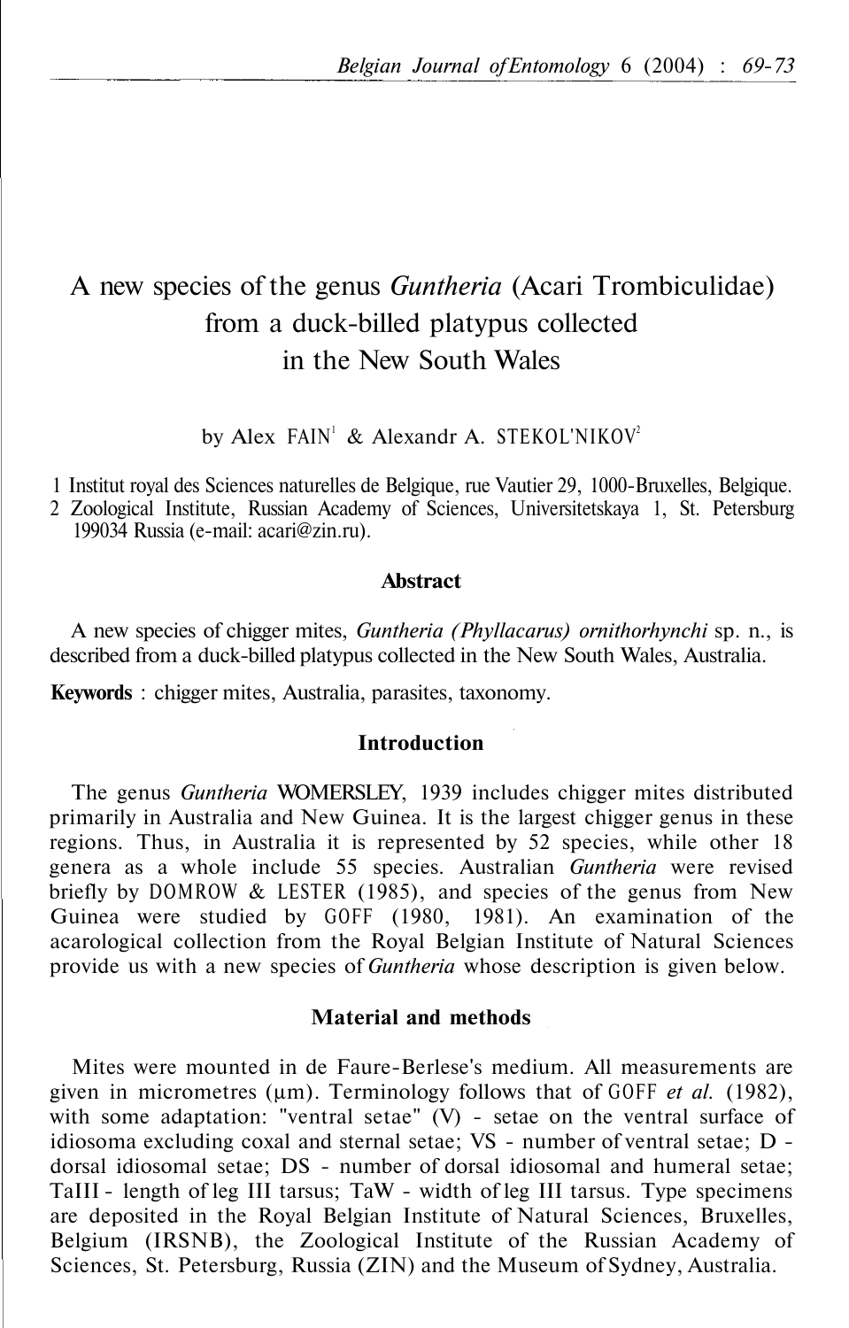# A new species of the genus *Guntheria* (Acari Trombiculidae) from a duck-billed platypus collected in the New South Wales

by Alex FAIN[1] & Alexandr A. STEKOL'NIKOV[2]

1 Institut royal des Sciences naturelles de Belgique, rue Vautier 29, 1000-Bruxelles, Belgique.
2 Zoological Institute, Russian Academy of Sciences, Universitetskaya 1, St. Petersburg 199034 Russia (e-mail: acari@zin.ru).

## Abstract

A new species of chigger mites, *Guntheria (Phyllacarus) ornithorhynchi* sp. n., is described from a duck-billed platypus collected in the New South Wales, Australia.

**Keywords** : chigger mites, Australia, parasites, taxonomy.

## Introduction

The genus *Guntheria* WOMERSLEY, 1939 includes chigger mites distributed primarily in Australia and New Guinea. It is the largest chigger genus in these regions. Thus, in Australia it is represented by 52 species, while other 18 genera as a whole include 55 species. Australian *Guntheria* were revised briefly by DOMROW & LESTER (1985), and species of the genus from New Guinea were studied by GOFF (1980, 1981). An examination of the acarological collection from the Royal Belgian Institute of Natural Sciences provide us with a new species of *Guntheria* whose description is given below.

## Material and methods

Mites were mounted in de Faure-Berlese's medium. All measurements are given in micrometres (µm). Terminology follows that of GOFF *et al.* (1982), with some adaptation: "ventral setae" (V) - setae on the ventral surface of idiosoma excluding coxal and sternal setae; VS - number of ventral setae; D - dorsal idiosomal setae; DS - number of dorsal idiosomal and humeral setae; TaIII - length of leg III tarsus; TaW - width of leg III tarsus. Type specimens are deposited in the Royal Belgian Institute of Natural Sciences, Bruxelles, Belgium (IRSNB), the Zoological Institute of the Russian Academy of Sciences, St. Petersburg, Russia (ZIN) and the Museum of Sydney, Australia.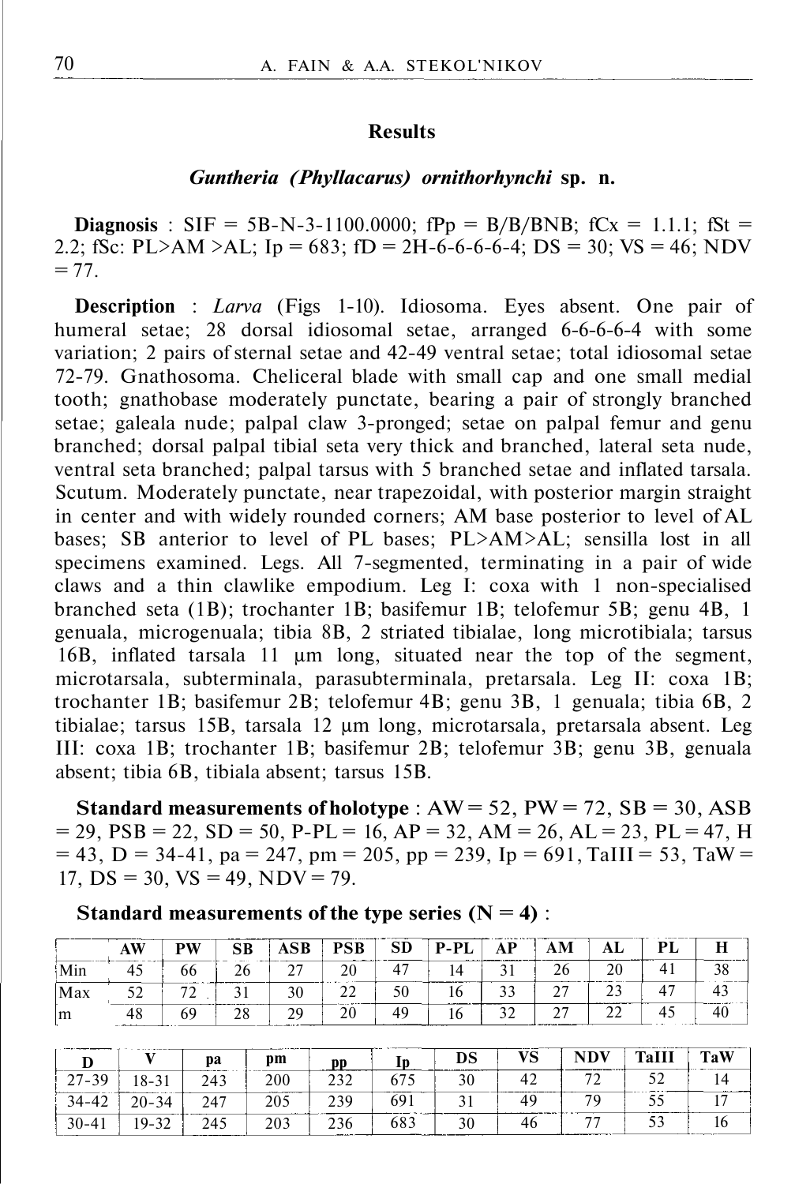## Results

### *Guntheria (Phyllacarus) ornithorhynchi* sp. n.

**Diagnosis** : SIF = 5B-N-3-1100.0000; fPp = B/B/BNB; fCx = 1.1.1; fSt = 2.2; fSc: PL>AM >AL; Ip = 683; fD = 2H-6-6-6-6-4; DS = 30; VS = 46; NDV = 77.

**Description** : *Larva* (Figs 1-10). Idiosoma. Eyes absent. One pair of humeral setae; 28 dorsal idiosomal setae, arranged 6-6-6-6-4 with some variation; 2 pairs of sternal setae and 42-49 ventral setae; total idiosomal setae 72-79. Gnathosoma. Cheliceral blade with small cap and one small medial tooth; gnathobase moderately punctate, bearing a pair of strongly branched setae; galeala nude; palpal claw 3-pronged; setae on palpal femur and genu branched; dorsal palpal tibial seta very thick and branched, lateral seta nude, ventral seta branched; palpal tarsus with 5 branched setae and inflated tarsala. Scutum. Moderately punctate, near trapezoidal, with posterior margin straight in center and with widely rounded corners; AM base posterior to level of AL bases; SB anterior to level of PL bases; PL>AM>AL; sensilla lost in all specimens examined. Legs. All 7-segmented, terminating in a pair of wide claws and a thin clawlike empodium. Leg I: coxa with 1 non-specialised branched seta (1B); trochanter 1B; basifemur 1B; telofemur 5B; genu 4B, 1 genuala, microgenuala; tibia 8B, 2 striated tibialae, long microtibiala; tarsus 16B, inflated tarsala 11 μm long, situated near the top of the segment, microtarsala, subterminala, parasubterminala, pretarsala. Leg II: coxa 1B; trochanter 1B; basifemur 2B; telofemur 4B; genu 3B, 1 genuala; tibia 6B, 2 tibialae; tarsus 15B, tarsala 12 μm long, microtarsala, pretarsala absent. Leg III: coxa 1B; trochanter 1B; basifemur 2B; telofemur 3B; genu 3B, genuala absent; tibia 6B, tibiala absent; tarsus 15B.

**Standard measurements of holotype** : AW = 52, PW = 72, SB = 30, ASB = 29, PSB = 22, SD = 50, P-PL = 16, AP = 32, AM = 26, AL = 23, PL = 47, H = 43, D = 34-41, pa = 247, pm = 205, pp = 239, Ip = 691, TaIII = 53, TaW = 17, DS = 30, VS = 49, NDV = 79.

**Standard measurements of the type series (N = 4)** :

| | AW | PW | SB | ASB | PSB | SD | P-PL | AP | AM | AL | PL | H |
|---|---|---|---|---|---|---|---|---|---|---|---|---|
| Min | 45 | 66 | 26 | 27 | 20 | 47 | 14 | 31 | 26 | 20 | 41 | 38 |
| Max | 52 | 72 | 31 | 30 | 22 | 50 | 16 | 33 | 27 | 23 | 47 | 43 |
| m | 48 | 69 | 28 | 29 | 20 | 49 | 16 | 32 | 27 | 22 | 45 | 40 |

| D | V | pa | pm | pp | Ip | DS | VS | NDV | TaIII | TaW |
|---|---|---|---|---|---|---|---|---|---|---|
| 27-39 | 18-31 | 243 | 200 | 232 | 675 | 30 | 42 | 72 | 52 | 14 |
| 34-42 | 20-34 | 247 | 205 | 239 | 691 | 31 | 49 | 79 | 55 | 17 |
| 30-41 | 19-32 | 245 | 203 | 236 | 683 | 30 | 46 | 77 | 53 | 16 |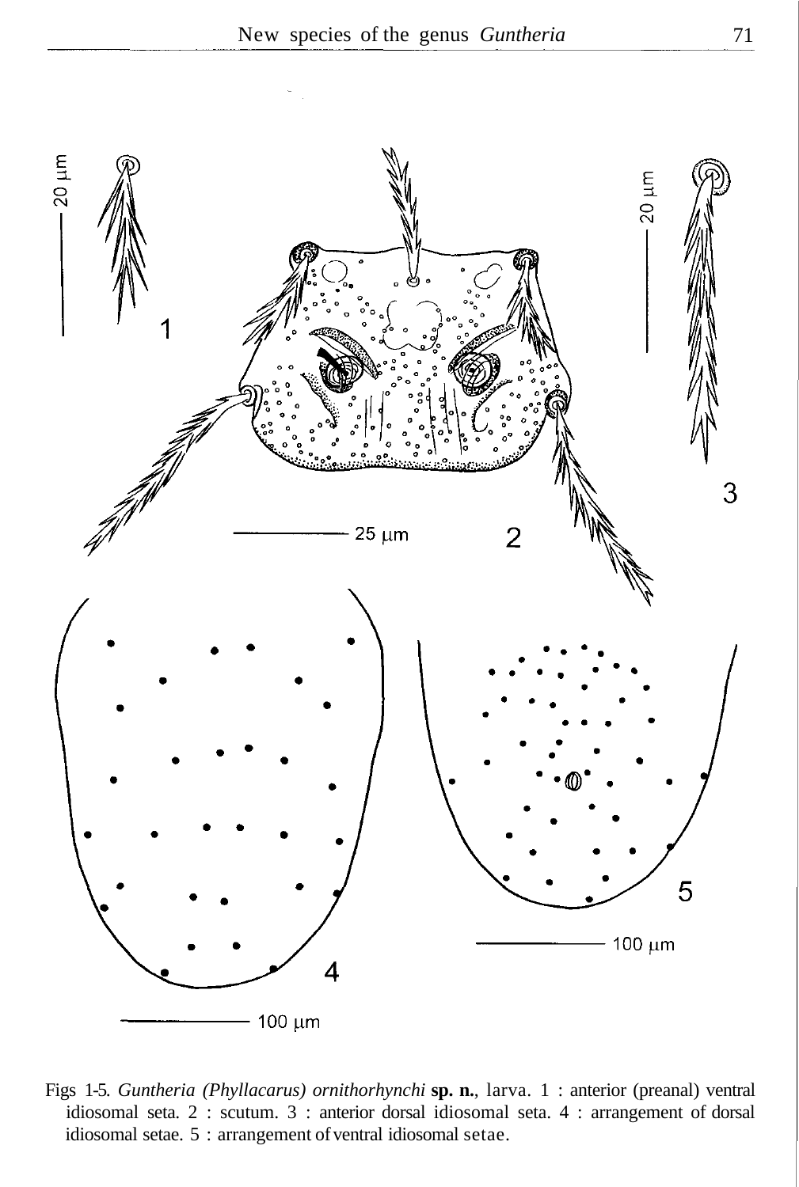Figs 1-5. *Guntheria (Phyllacarus) ornithorhynchi* **sp. n.**, larva. 1 : anterior (preanal) ventral idiosomal seta. 2 : scutum. 3 : anterior dorsal idiosomal seta. 4 : arrangement of dorsal idiosomal setae. 5 : arrangement of ventral idiosomal setae.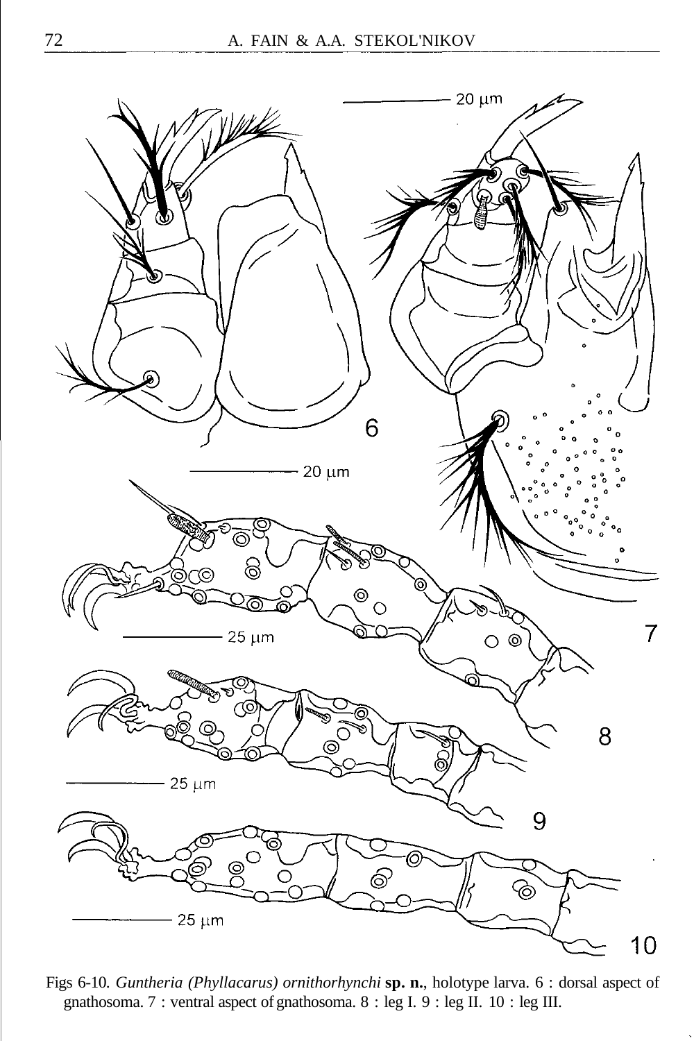Figs 6-10. *Guntheria (Phyllacarus) ornithorhynchi* **sp. n.**, holotype larva. 6 : dorsal aspect of gnathosoma. 7 : ventral aspect of gnathosoma. 8 : leg I. 9 : leg II. 10 : leg III.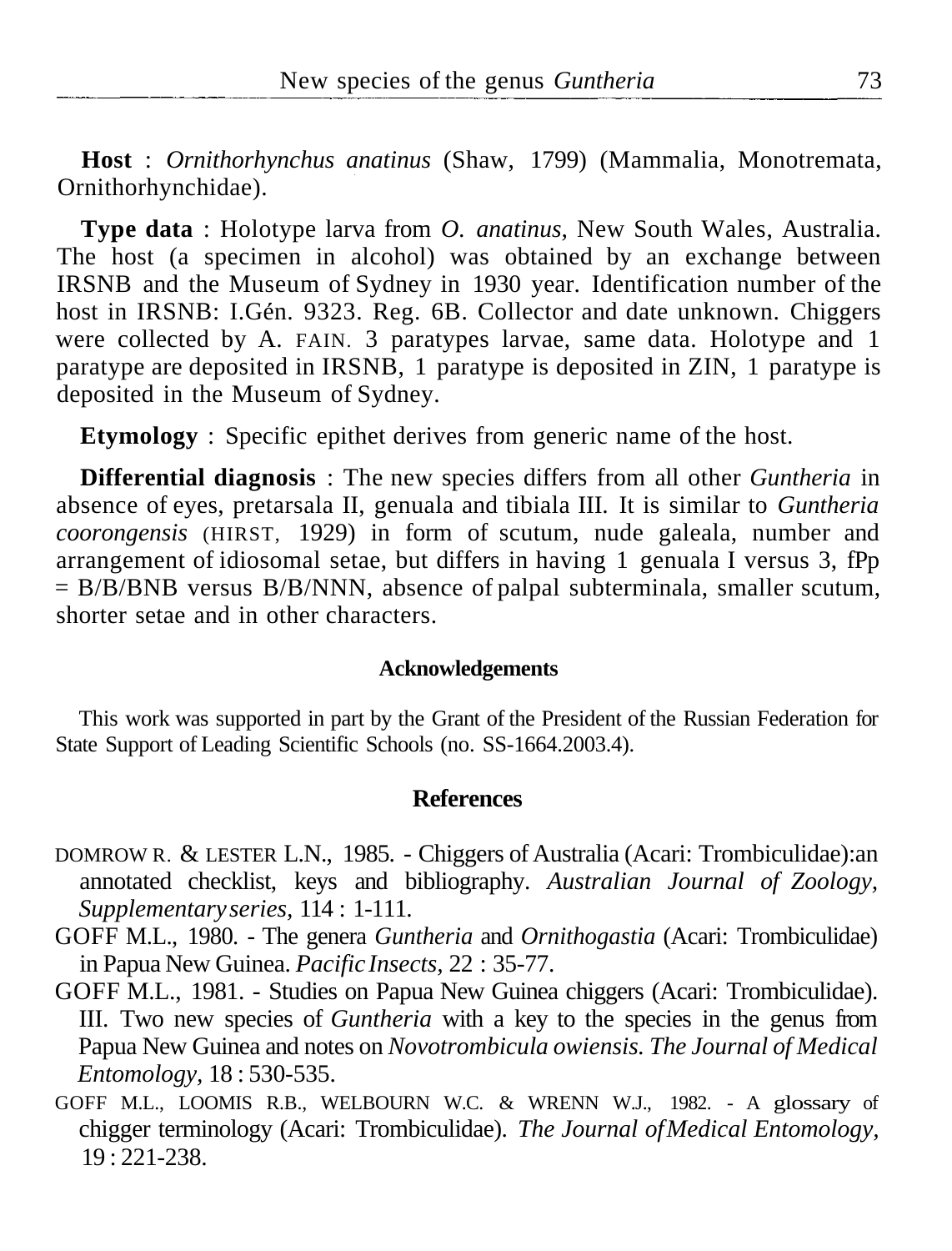**Host** : *Ornithorhynchus anatinus* (Shaw, 1799) (Mammalia, Monotremata, Ornithorhynchidae).

**Type data** : Holotype larva from *O. anatinus*, New South Wales, Australia. The host (a specimen in alcohol) was obtained by an exchange between IRSNB and the Museum of Sydney in 1930 year. Identification number of the host in IRSNB: I.Gén. 9323. Reg. 6B. Collector and date unknown. Chiggers were collected by A. FAIN. 3 paratypes larvae, same data. Holotype and 1 paratype are deposited in IRSNB, 1 paratype is deposited in ZIN, 1 paratype is deposited in the Museum of Sydney.

**Etymology** : Specific epithet derives from generic name of the host.

**Differential diagnosis** : The new species differs from all other *Guntheria* in absence of eyes, pretarsala II, genuala and tibiala III. It is similar to *Guntheria coorongensis* (HIRST, 1929) in form of scutum, nude galeala, number and arrangement of idiosomal setae, but differs in having 1 genuala I versus 3, fPp = B/B/BNB versus B/B/NNN, absence of palpal subterminala, smaller scutum, shorter setae and in other characters.

#### Acknowledgements

This work was supported in part by the Grant of the President of the Russian Federation for State Support of Leading Scientific Schools (no. SS-1664.2003.4).

## References

DOMROW R. & LESTER L.N., 1985. - Chiggers of Australia (Acari: Trombiculidae):an annotated checklist, keys and bibliography. *Australian Journal of Zoology, Supplementary series*, 114 : 1-111.

GOFF M.L., 1980. - The genera *Guntheria* and *Ornithogastia* (Acari: Trombiculidae) in Papua New Guinea. *Pacific Insects*, 22 : 35-77.

GOFF M.L., 1981. - Studies on Papua New Guinea chiggers (Acari: Trombiculidae). III. Two new species of *Guntheria* with a key to the species in the genus from Papua New Guinea and notes on *Novotrombicula owiensis*. *The Journal of Medical Entomology*, 18 : 530-535.

GOFF M.L., LOOMIS R.B., WELBOURN W.C. & WRENN W.J., 1982. - A glossary of chigger terminology (Acari: Trombiculidae). *The Journal of Medical Entomology*, 19 : 221-238.